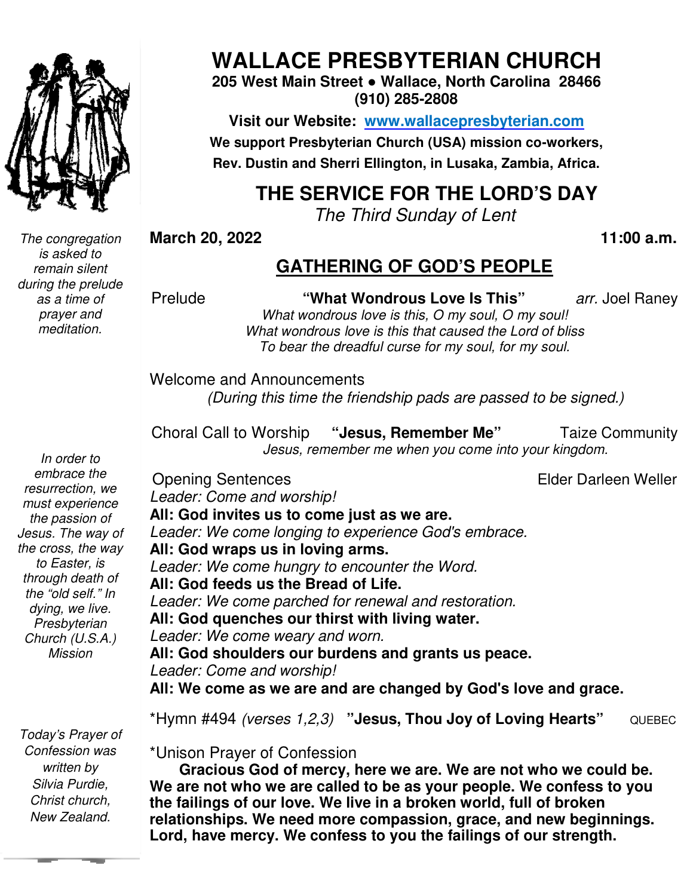# WALLACE PRESBYTERIAN CHURCH

**205 West Main Street ● Wallace, North Carolina 28466**
**(910) 285-2808**

**Visit our Website: [www.wallacepresbyterian.com](http://www.wallacepresbyterian.com)**

**We support Presbyterian Church (USA) mission co-workers, Rev. Dustin and Sherri Ellington, in Lusaka, Zambia, Africa.**

## THE SERVICE FOR THE LORD'S DAY

*The Third Sunday of Lent*

**March 20, 2022** **11:00 a.m.**

## GATHERING OF GOD'S PEOPLE

*The congregation is asked to remain silent during the prelude as a time of prayer and meditation.*

Prelude **"What Wondrous Love Is This"** *arr.* Joel Raney

*What wondrous love is this, O my soul, O my soul!*
*What wondrous love is this that caused the Lord of bliss*
*To bear the dreadful curse for my soul, for my soul.*

Welcome and Announcements

*(During this time the friendship pads are passed to be signed.)*

Choral Call to Worship **"Jesus, Remember Me"** Taize Community

*Jesus, remember me when you come into your kingdom.*

*In order to embrace the resurrection, we must experience the passion of Jesus. The way of the cross, the way to Easter, is through death of the "old self." In dying, we live. Presbyterian Church (U.S.A.) Mission*

Opening Sentences Elder Darleen Weller

*Leader: Come and worship!*
**All: God invites us to come just as we are.**
*Leader: We come longing to experience God's embrace.*
**All: God wraps us in loving arms.**
*Leader: We come hungry to encounter the Word.*
**All: God feeds us the Bread of Life.**
*Leader: We come parched for renewal and restoration.*
**All: God quenches our thirst with living water.**
*Leader: We come weary and worn.*
**All: God shoulders our burdens and grants us peace.**
*Leader: Come and worship!*
**All: We come as we are and are changed by God's love and grace.**

*Hymn #494 *(verses 1,2,3)* **"Jesus, Thou Joy of Loving Hearts"** QUEBEC

*Today's Prayer of Confession was written by Silvia Purdie, Christ church, New Zealand.*

*Unison Prayer of Confession

**Gracious God of mercy, here we are. We are not who we could be. We are not who we are called to be as your people. We confess to you the failings of our love. We live in a broken world, full of broken relationships. We need more compassion, grace, and new beginnings. Lord, have mercy. We confess to you the failings of our strength.**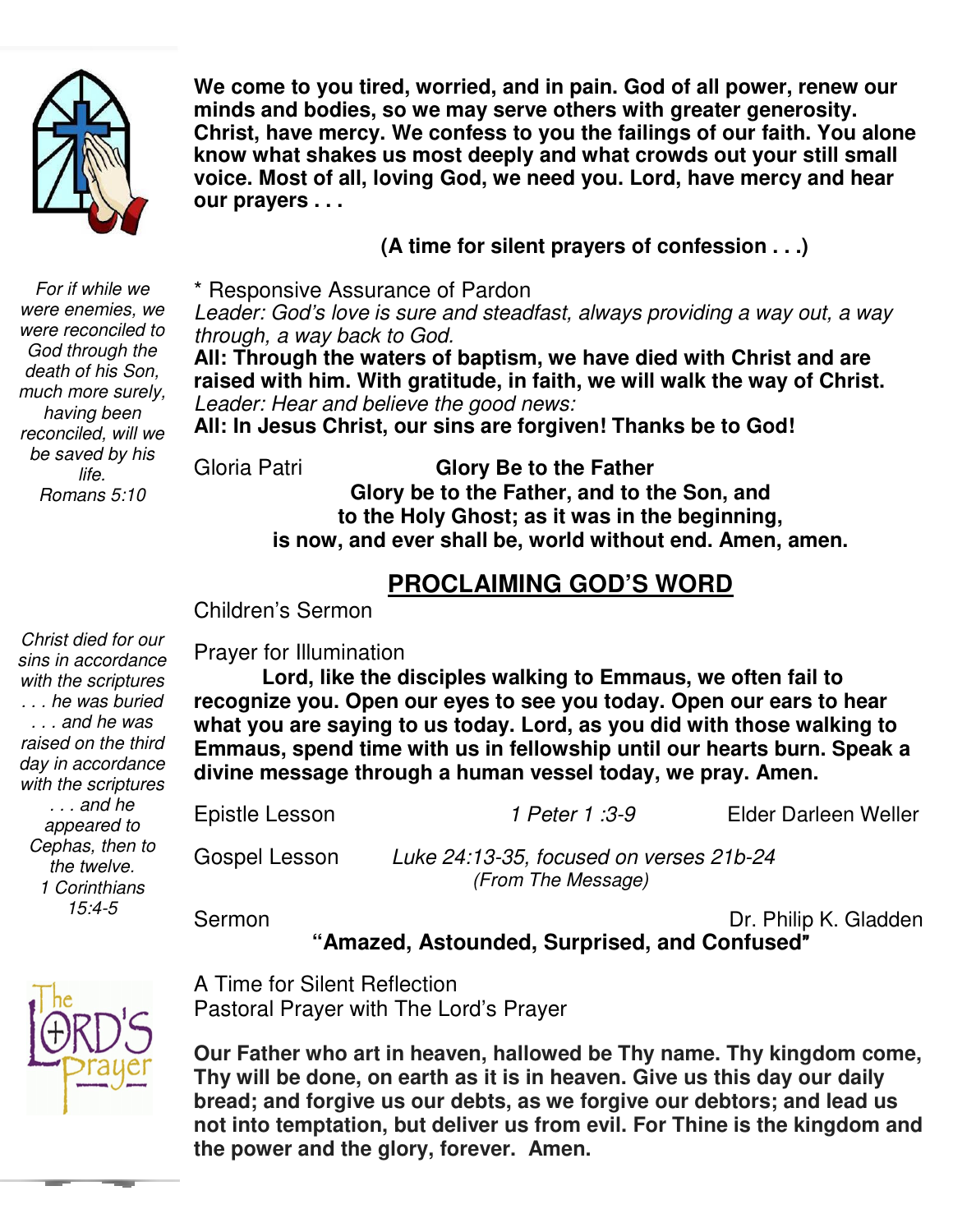**We come to you tired, worried, and in pain. God of all power, renew our minds and bodies, so we may serve others with greater generosity. Christ, have mercy. We confess to you the failings of our faith. You alone know what shakes us most deeply and what crowds out your still small voice. Most of all, loving God, we need you. Lord, have mercy and hear our prayers . . .**

**(A time for silent prayers of confession . . .)**

*For if while we were enemies, we were reconciled to God through the death of his Son, much more surely, having been reconciled, will we be saved by his life.*
*Romans 5:10*

\* Responsive Assurance of Pardon

*Leader: God's love is sure and steadfast, always providing a way out, a way through, a way back to God.*

**All: Through the waters of baptism, we have died with Christ and are raised with him. With gratitude, in faith, we will walk the way of Christ.**

*Leader: Hear and believe the good news:*

**All: In Jesus Christ, our sins are forgiven! Thanks be to God!**

Gloria Patri **Glory Be to the Father**

**Glory be to the Father, and to the Son, and to the Holy Ghost; as it was in the beginning, is now, and ever shall be, world without end. Amen, amen.**

## PROCLAIMING GOD'S WORD

Children's Sermon

*Christ died for our sins in accordance with the scriptures . . . he was buried . . . and he was raised on the third day in accordance with the scriptures . . . and he appeared to Cephas, then to the twelve.*
*1 Corinthians 15:4-5*

Prayer for Illumination

**Lord, like the disciples walking to Emmaus, we often fail to recognize you. Open our eyes to see you today. Open our ears to hear what you are saying to us today. Lord, as you did with those walking to Emmaus, spend time with us in fellowship until our hearts burn. Speak a divine message through a human vessel today, we pray. Amen.**

Epistle Lesson *1 Peter 1 :3-9* Elder Darleen Weller

Gospel Lesson *Luke 24:13-35, focused on verses 21b-24*
*(From The Message)*

Sermon Dr. Philip K. Gladden

**"Amazed, Astounded, Surprised, and Confused"**

A Time for Silent Reflection

Pastoral Prayer with The Lord's Prayer

**Our Father who art in heaven, hallowed be Thy name. Thy kingdom come, Thy will be done, on earth as it is in heaven. Give us this day our daily bread; and forgive us our debts, as we forgive our debtors; and lead us not into temptation, but deliver us from evil. For Thine is the kingdom and the power and the glory, forever. Amen.**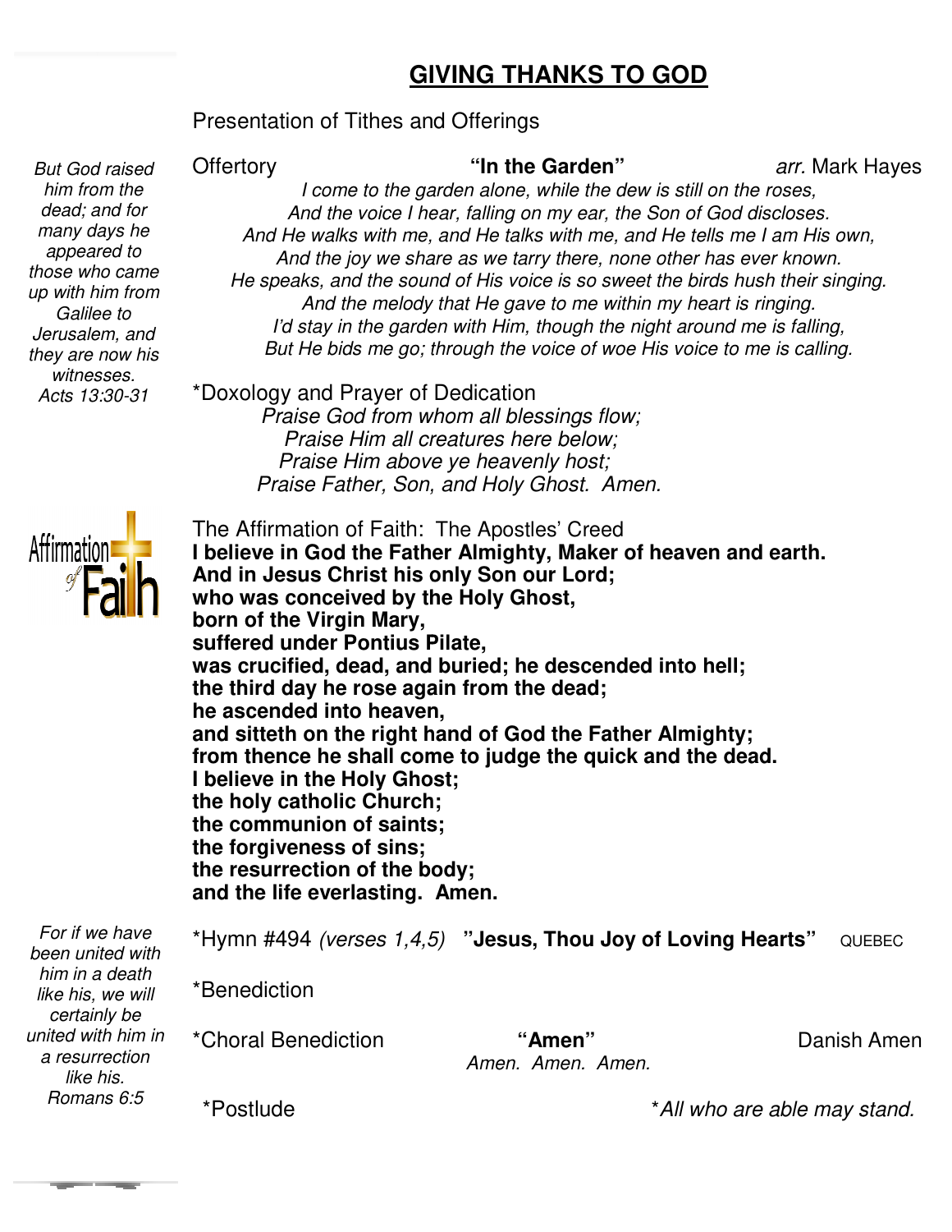# GIVING THANKS TO GOD

*But God raised him from the dead; and for many days he appeared to those who came up with him from Galilee to Jerusalem, and they are now his witnesses. Acts 13:30-31*

Presentation of Tithes and Offerings

Offertory **"In the Garden"** *arr.* Mark Hayes

*I come to the garden alone, while the dew is still on the roses,*
*And the voice I hear, falling on my ear, the Son of God discloses.*
*And He walks with me, and He talks with me, and He tells me I am His own,*
*And the joy we share as we tarry there, none other has ever known.*
*He speaks, and the sound of His voice is so sweet the birds hush their singing.*
*And the melody that He gave to me within my heart is ringing.*
*I'd stay in the garden with Him, though the night around me is falling,*
*But He bids me go; through the voice of woe His voice to me is calling.*

*Doxology and Prayer of Dedication

*Praise God from whom all blessings flow;*
*Praise Him all creatures here below;*
*Praise Him above ye heavenly host;*
*Praise Father, Son, and Holy Ghost. Amen.*

The Affirmation of Faith: The Apostles' Creed

**I believe in God the Father Almighty, Maker of heaven and earth.**
**And in Jesus Christ his only Son our Lord;**
**who was conceived by the Holy Ghost,**
**born of the Virgin Mary,**
**suffered under Pontius Pilate,**
**was crucified, dead, and buried; he descended into hell;**
**the third day he rose again from the dead;**
**he ascended into heaven,**
**and sitteth on the right hand of God the Father Almighty;**
**from thence he shall come to judge the quick and the dead.**
**I believe in the Holy Ghost;**
**the holy catholic Church;**
**the communion of saints;**
**the forgiveness of sins;**
**the resurrection of the body;**
**and the life everlasting. Amen.**

*For if we have been united with him in a death like his, we will certainly be united with him in a resurrection like his. Romans 6:5*

*Hymn #494 *(verses 1,4,5)* **"Jesus, Thou Joy of Loving Hearts"** QUEBEC

*Benediction

*Choral Benediction **"Amen"** Danish Amen

*Amen. Amen. Amen.*

*Postlude

**All who are able may stand.*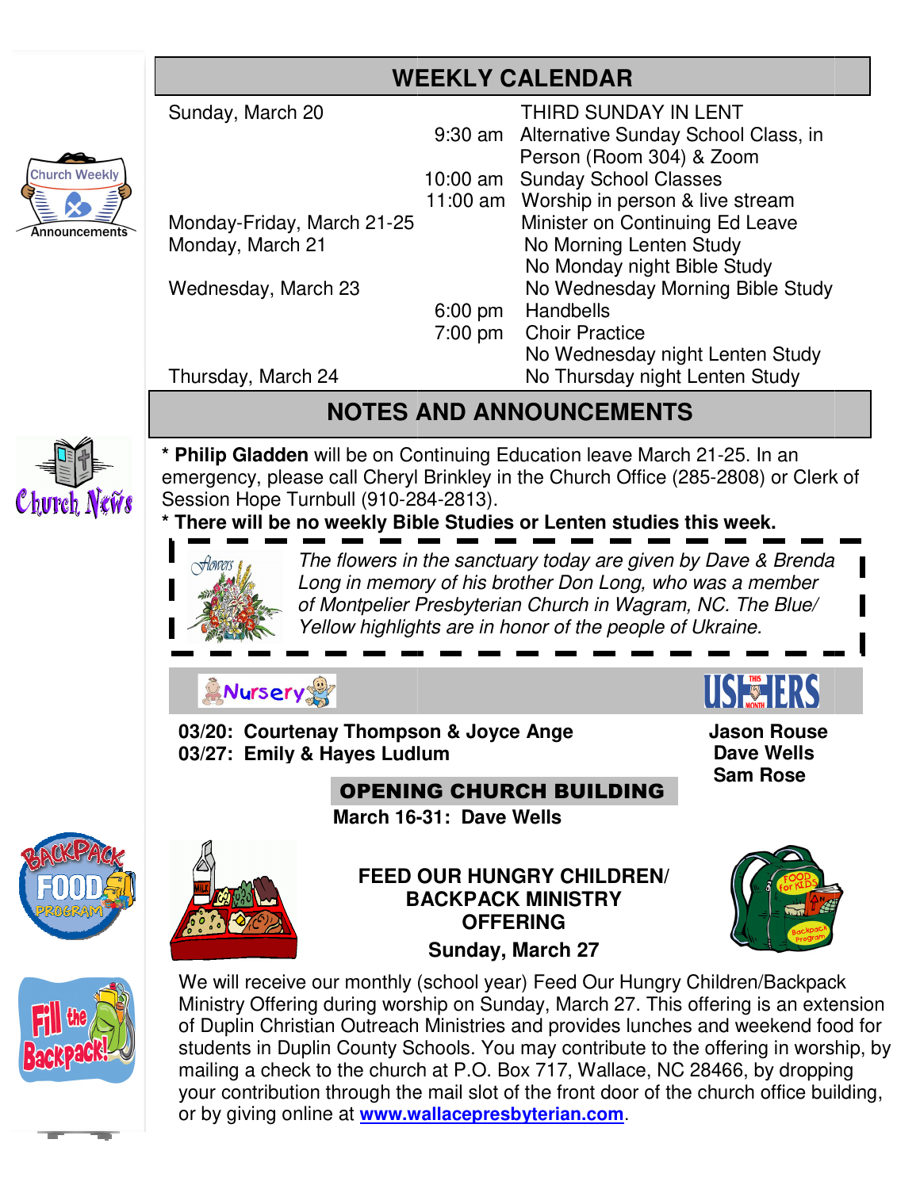## WEEKLY CALENDAR

| | | |
|---|---|---|
| Sunday, March 20 | | THIRD SUNDAY IN LENT |
| | 9:30 am | Alternative Sunday School Class, in Person (Room 304) & Zoom |
| | 10:00 am | Sunday School Classes |
| | 11:00 am | Worship in person & live stream |
| Monday-Friday, March 21-25 | | Minister on Continuing Ed Leave |
| Monday, March 21 | | No Morning Lenten Study |
| | | No Monday night Bible Study |
| Wednesday, March 23 | | No Wednesday Morning Bible Study |
| | 6:00 pm | Handbells |
| | 7:00 pm | Choir Practice |
| | | No Wednesday night Lenten Study |
| Thursday, March 24 | | No Thursday night Lenten Study |

## NOTES AND ANNOUNCEMENTS

* **Philip Gladden** will be on Continuing Education leave March 21-25. In an emergency, please call Cheryl Brinkley in the Church Office (285-2808) or Clerk of Session Hope Turnbull (910-284-2813).

* **There will be no weekly Bible Studies or Lenten studies this week.**

*The flowers in the sanctuary today are given by Dave & Brenda Long in memory of his brother Don Long, who was a member of Montpelier Presbyterian Church in Wagram, NC. The Blue/ Yellow highlights are in honor of the people of Ukraine.*

### Nursery

**03/20: Courtenay Thompson & Joyce Ange**
**03/27: Emily & Hayes Ludlum**

### USHERS

**Jason Rouse**
**Dave Wells**
**Sam Rose**

### OPENING CHURCH BUILDING

**March 16-31: Dave Wells**

### FEED OUR HUNGRY CHILDREN/ BACKPACK MINISTRY OFFERING

**Sunday, March 27**

We will receive our monthly (school year) Feed Our Hungry Children/Backpack Ministry Offering during worship on Sunday, March 27. This offering is an extension of Duplin Christian Outreach Ministries and provides lunches and weekend food for students in Duplin County Schools. You may contribute to the offering in worship, by mailing a check to the church at P.O. Box 717, Wallace, NC 28466, by dropping your contribution through the mail slot of the front door of the church office building, or by giving online at **www.wallacepresbyterian.com**.